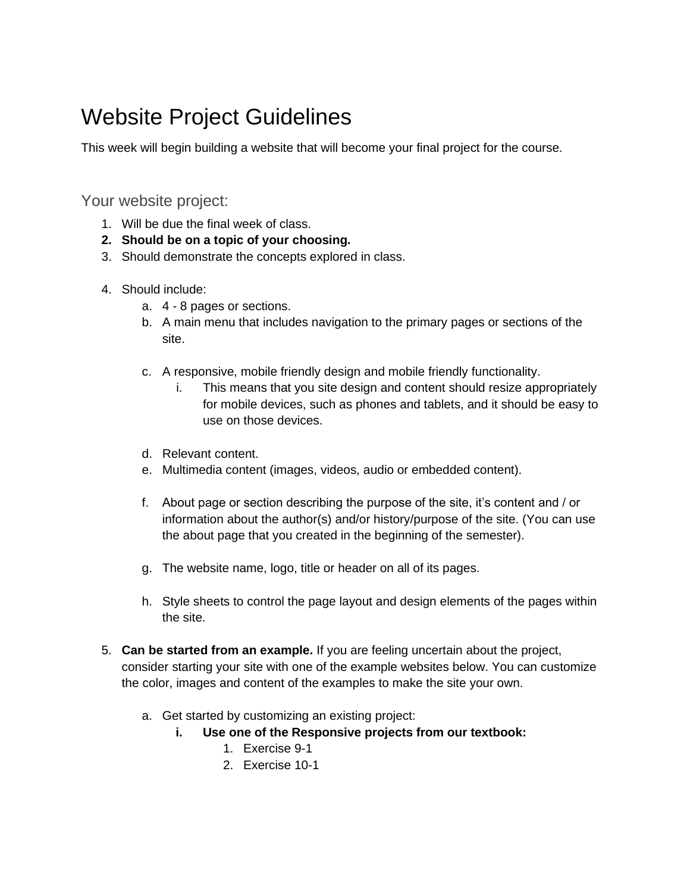# Website Project Guidelines

This week will begin building a website that will become your final project for the course.

## Your website project:

1. Will be due the final week of class.
2. **Should be on a topic of your choosing.**
3. Should demonstrate the concepts explored in class.
4. Should include:
   a. 4 - 8 pages or sections.
   b. A main menu that includes navigation to the primary pages or sections of the site.
   c. A responsive, mobile friendly design and mobile friendly functionality.
      i. This means that you site design and content should resize appropriately for mobile devices, such as phones and tablets, and it should be easy to use on those devices.
   d. Relevant content.
   e. Multimedia content (images, videos, audio or embedded content).
   f. About page or section describing the purpose of the site, it's content and / or information about the author(s) and/or history/purpose of the site. (You can use the about page that you created in the beginning of the semester).
   g. The website name, logo, title or header on all of its pages.
   h. Style sheets to control the page layout and design elements of the pages within the site.
5. **Can be started from an example.** If you are feeling uncertain about the project, consider starting your site with one of the example websites below. You can customize the color, images and content of the examples to make the site your own.
   a. Get started by customizing an existing project:
      i. **Use one of the Responsive projects from our textbook:**
         1. Exercise 9-1
         2. Exercise 10-1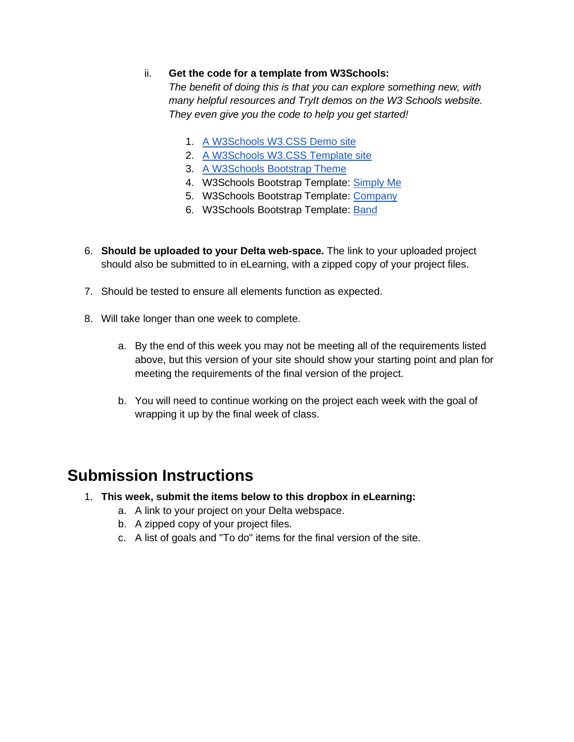ii. **Get the code for a template from W3Schools:**
*The benefit of doing this is that you can explore something new, with many helpful resources and TryIt demos on the W3 Schools website. They even give you the code to help you get started!*

1. A W3Schools W3.CSS Demo site
2. A W3Schools W3.CSS Template site
3. A W3Schools Bootstrap Theme
4. W3Schools Bootstrap Template: Simply Me
5. W3Schools Bootstrap Template: Company
6. W3Schools Bootstrap Template: Band

6. **Should be uploaded to your Delta web-space.** The link to your uploaded project should also be submitted to in eLearning, with a zipped copy of your project files.

7. Should be tested to ensure all elements function as expected.

8. Will take longer than one week to complete.

    a. By the end of this week you may not be meeting all of the requirements listed above, but this version of your site should show your starting point and plan for meeting the requirements of the final version of the project.

    b. You will need to continue working on the project each week with the goal of wrapping it up by the final week of class.

## Submission Instructions

1. **This week, submit the items below to this dropbox in eLearning:**
    a. A link to your project on your Delta webspace.
    b. A zipped copy of your project files.
    c. A list of goals and "To do" items for the final version of the site.